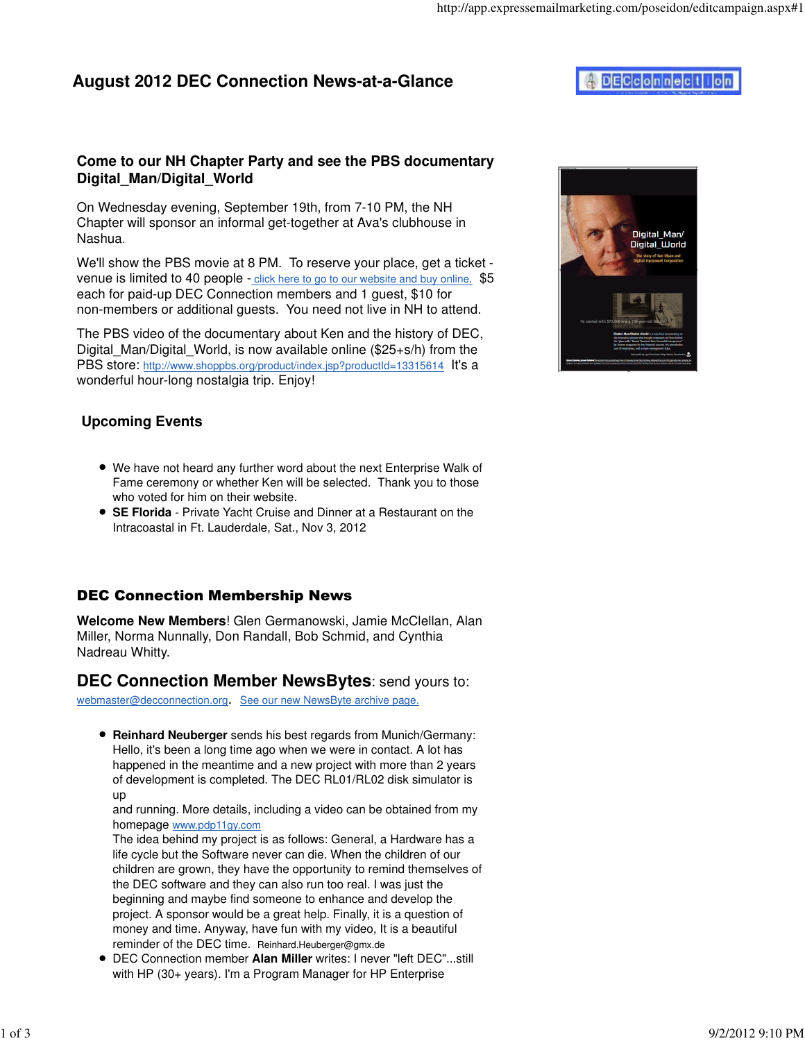# August 2012 DEC Connection News-at-a-Glance

## Come to our NH Chapter Party and see the PBS documentary Digital_Man/Digital_World

On Wednesday evening, September 19th, from 7-10 PM, the NH Chapter will sponsor an informal get-together at Ava's clubhouse in Nashua.

We'll show the PBS movie at 8 PM. To reserve your place, get a ticket - venue is limited to 40 people - click here to go to our website and buy online. $5 each for paid-up DEC Connection members and 1 guest, $10 for non-members or additional guests. You need not live in NH to attend.

The PBS video of the documentary about Ken and the history of DEC, Digital_Man/Digital_World, is now available online ($25+s/h) from the PBS store: http://www.shoppbs.org/product/index.jsp?productId=13315614 It's a wonderful hour-long nostalgia trip. Enjoy!

## Upcoming Events

- We have not heard any further word about the next Enterprise Walk of Fame ceremony or whether Ken will be selected. Thank you to those who voted for him on their website.
- **SE Florida** - Private Yacht Cruise and Dinner at a Restaurant on the Intracoastal in Ft. Lauderdale, Sat., Nov 3, 2012

## DEC Connection Membership News

**Welcome New Members**! Glen Germanowski, Jamie McClellan, Alan Miller, Norma Nunnally, Don Randall, Bob Schmid, and Cynthia Nadreau Whitty.

## DEC Connection Member NewsBytes: send yours to:

webmaster@decconnection.org. See our new NewsByte archive page.

- **Reinhard Neuberger** sends his best regards from Munich/Germany: Hello, it's been a long time ago when we were in contact. A lot has happened in the meantime and a new project with more than 2 years of development is completed. The DEC RL01/RL02 disk simulator is up
  and running. More details, including a video can be obtained from my homepage www.pdp11gy.com
  The idea behind my project is as follows: General, a Hardware has a life cycle but the Software never can die. When the children of our children are grown, they have the opportunity to remind themselves of the DEC software and they can also run too real. I was just the beginning and maybe find someone to enhance and develop the project. A sponsor would be a great help. Finally, it is a question of money and time. Anyway, have fun with my video, It is a beautiful reminder of the DEC time. Reinhard.Heuberger@gmx.de
- DEC Connection member **Alan Miller** writes: I never "left DEC"...still with HP (30+ years). I'm a Program Manager for HP Enterprise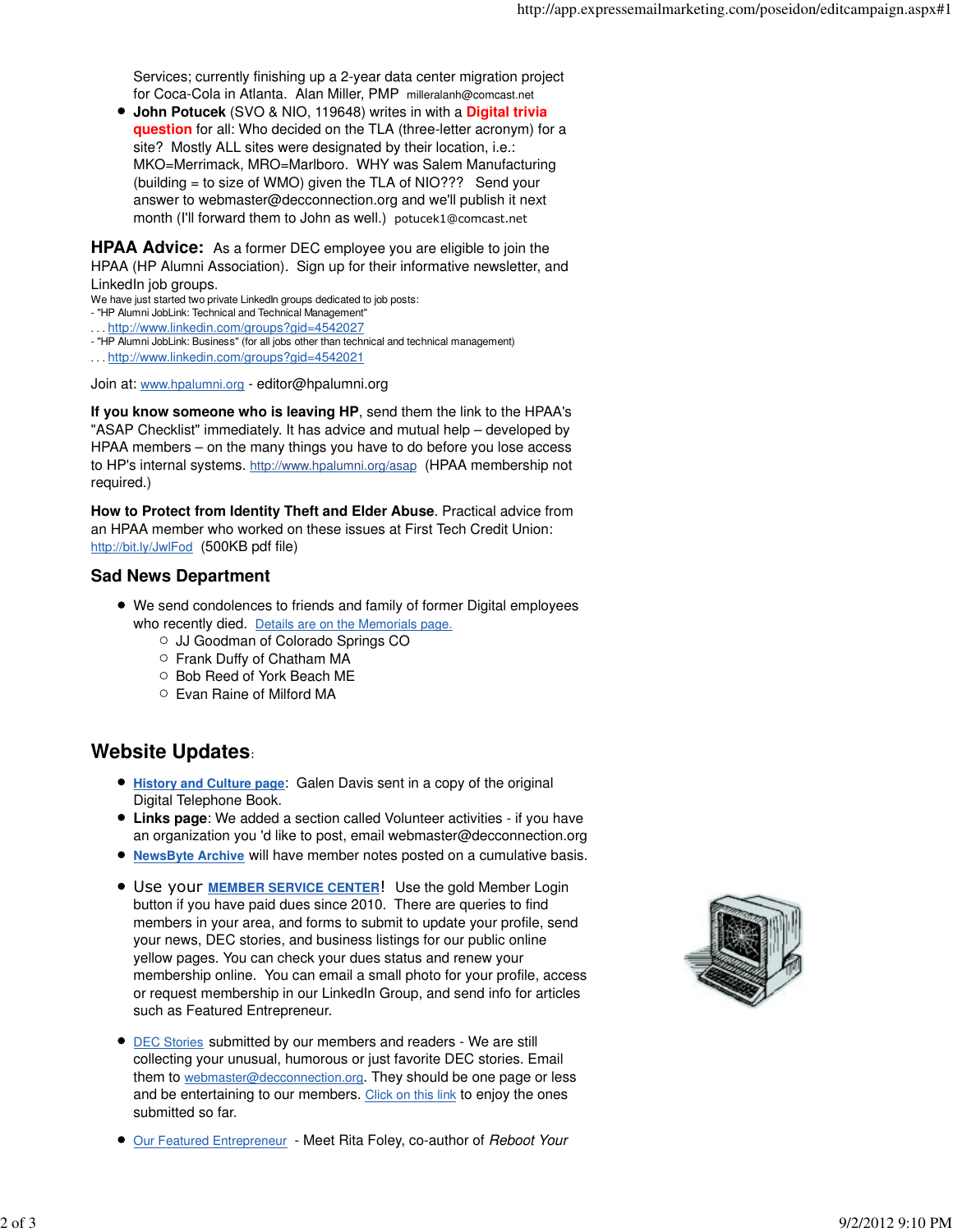Services; currently finishing up a 2-year data center migration project for Coca-Cola in Atlanta. Alan Miller, PMP milleralanh@comcast.net

- **John Potucek** (SVO & NIO, 119648) writes in with a **Digital trivia question** for all: Who decided on the TLA (three-letter acronym) for a site? Mostly ALL sites were designated by their location, i.e.: MKO=Merrimack, MRO=Marlboro. WHY was Salem Manufacturing (building = to size of WMO) given the TLA of NIO??? Send your answer to webmaster@decconnection.org and we'll publish it next month (I'll forward them to John as well.) potucek1@comcast.net

**HPAA Advice:** As a former DEC employee you are eligible to join the HPAA (HP Alumni Association). Sign up for their informative newsletter, and LinkedIn job groups.

We have just started two private LinkedIn groups dedicated to job posts:
- "HP Alumni JobLink: Technical and Technical Management"
. . . http://www.linkedin.com/groups?gid=4542027
- "HP Alumni JobLink: Business" (for all jobs other than technical and technical management)
. . . http://www.linkedin.com/groups?gid=4542021

Join at: www.hpalumni.org - editor@hpalumni.org

**If you know someone who is leaving HP**, send them the link to the HPAA's "ASAP Checklist" immediately. It has advice and mutual help – developed by HPAA members – on the many things you have to do before you lose access to HP's internal systems. http://www.hpalumni.org/asap (HPAA membership not required.)

**How to Protect from Identity Theft and Elder Abuse**. Practical advice from an HPAA member who worked on these issues at First Tech Credit Union: http://bit.ly/JwlFod (500KB pdf file)

## Sad News Department

- We send condolences to friends and family of former Digital employees who recently died. Details are on the Memorials page.
  - JJ Goodman of Colorado Springs CO
  - Frank Duffy of Chatham MA
  - Bob Reed of York Beach ME
  - Evan Raine of Milford MA

## Website Updates:

- **History and Culture page**: Galen Davis sent in a copy of the original Digital Telephone Book.
- **Links page**: We added a section called Volunteer activities - if you have an organization you 'd like to post, email webmaster@decconnection.org
- **NewsByte Archive** will have member notes posted on a cumulative basis.
- Use your **MEMBER SERVICE CENTER**! Use the gold Member Login button if you have paid dues since 2010. There are queries to find members in your area, and forms to submit to update your profile, send your news, DEC stories, and business listings for our public online yellow pages. You can check your dues status and renew your membership online. You can email a small photo for your profile, access or request membership in our LinkedIn Group, and send info for articles such as Featured Entrepreneur.
- DEC Stories submitted by our members and readers - We are still collecting your unusual, humorous or just favorite DEC stories. Email them to webmaster@decconnection.org. They should be one page or less and be entertaining to our members. Click on this link to enjoy the ones submitted so far.
- Our Featured Entrepreneur - Meet Rita Foley, co-author of *Reboot Your*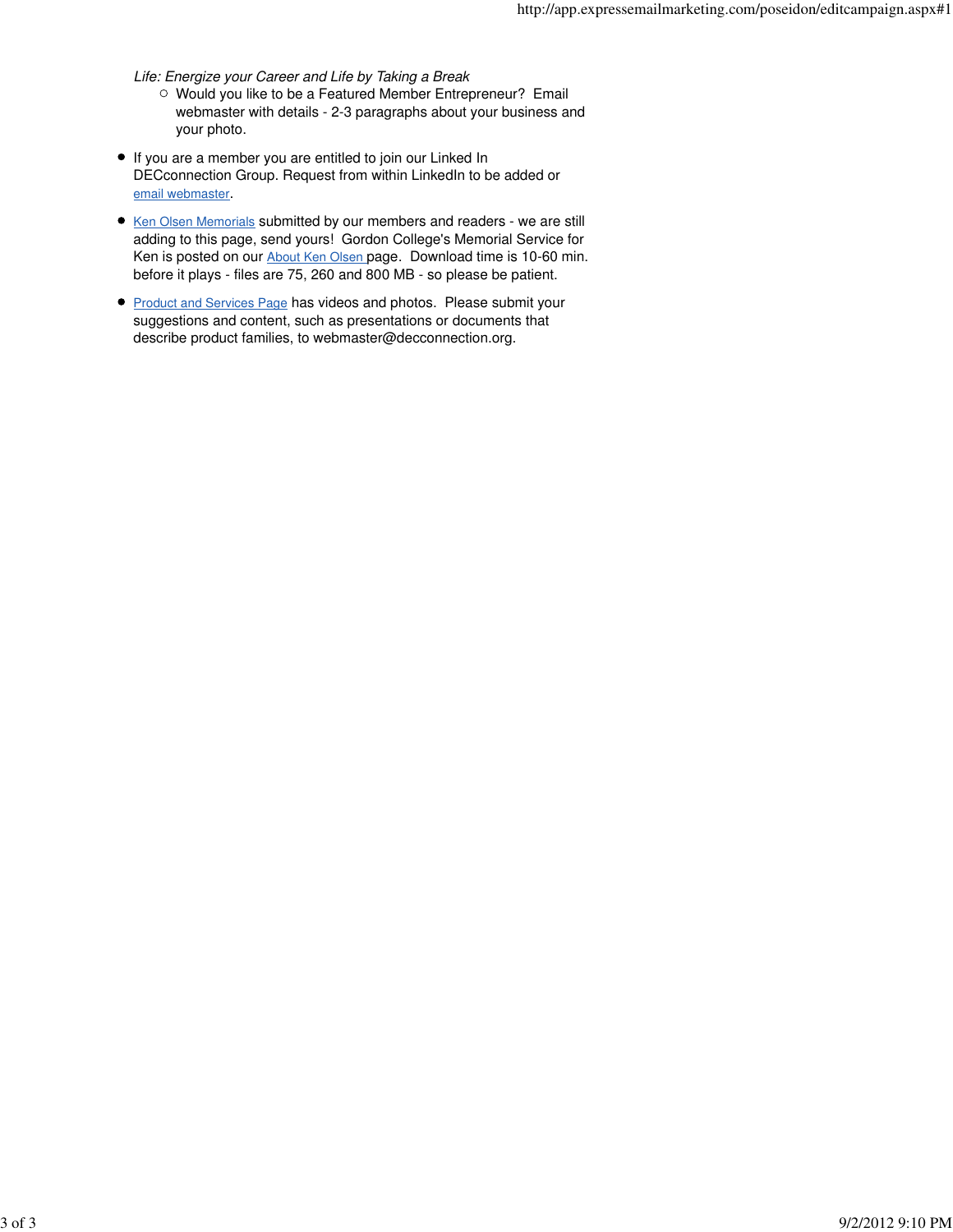*Life: Energize your Career and Life by Taking a Break*

- Would you like to be a Featured Member Entrepreneur? Email webmaster with details - 2-3 paragraphs about your business and your photo.

- If you are a member you are entitled to join our Linked In DECconnection Group. Request from within LinkedIn to be added or email webmaster.

- Ken Olsen Memorials submitted by our members and readers - we are still adding to this page, send yours! Gordon College's Memorial Service for Ken is posted on our About Ken Olsen page. Download time is 10-60 min. before it plays - files are 75, 260 and 800 MB - so please be patient.

- Product and Services Page has videos and photos. Please submit your suggestions and content, such as presentations or documents that describe product families, to webmaster@decconnection.org.